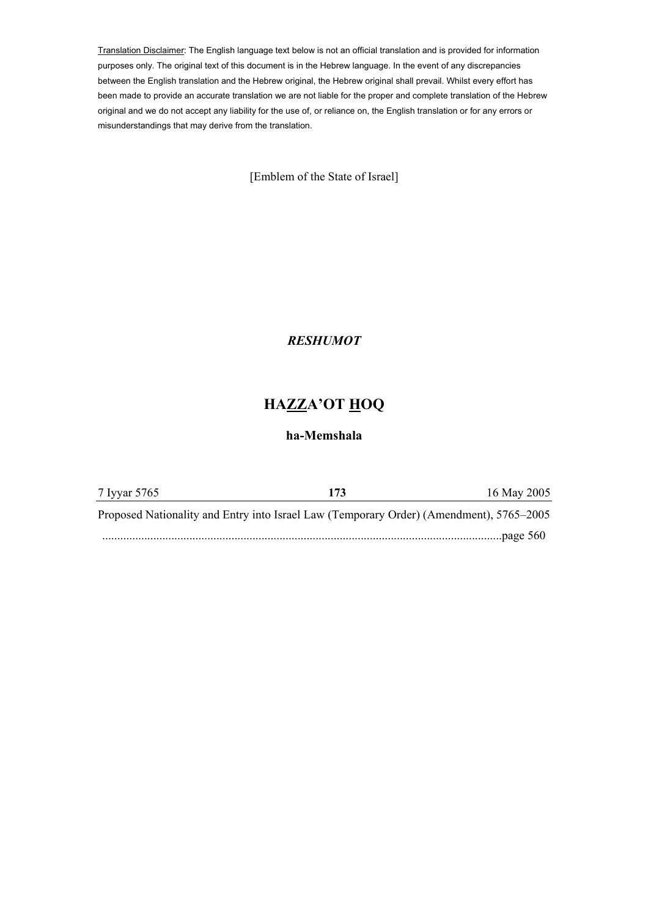<u>Translation Disclaimer</u>: The English language text below is not an official translation and is provided for information purposes only. The original text of this document is in the Hebrew language. In the event of any discrepancies between the English translation and the Hebrew original, the Hebrew original shall prevail. Whilst every effort has been made to provide an accurate translation we are not liable for the proper and complete translation of the Hebrew original and we do not accept any liability for the use of, or reliance on, the English translation or for any errors or misunderstandings that may derive from the translation.

[Emblem of the State of Israel]

***RESHUMOT***

# HA<u>ZZ</u>A'OT <u>H</u>OQ

## ha-Memshala

| 7 Iyyar 5765 | **173** | 16 May 2005 |
|---|---|---|

Proposed Nationality and Entry into Israel Law (Temporary Order) (Amendment), 5765–2005 ....................................................................................................................................page 560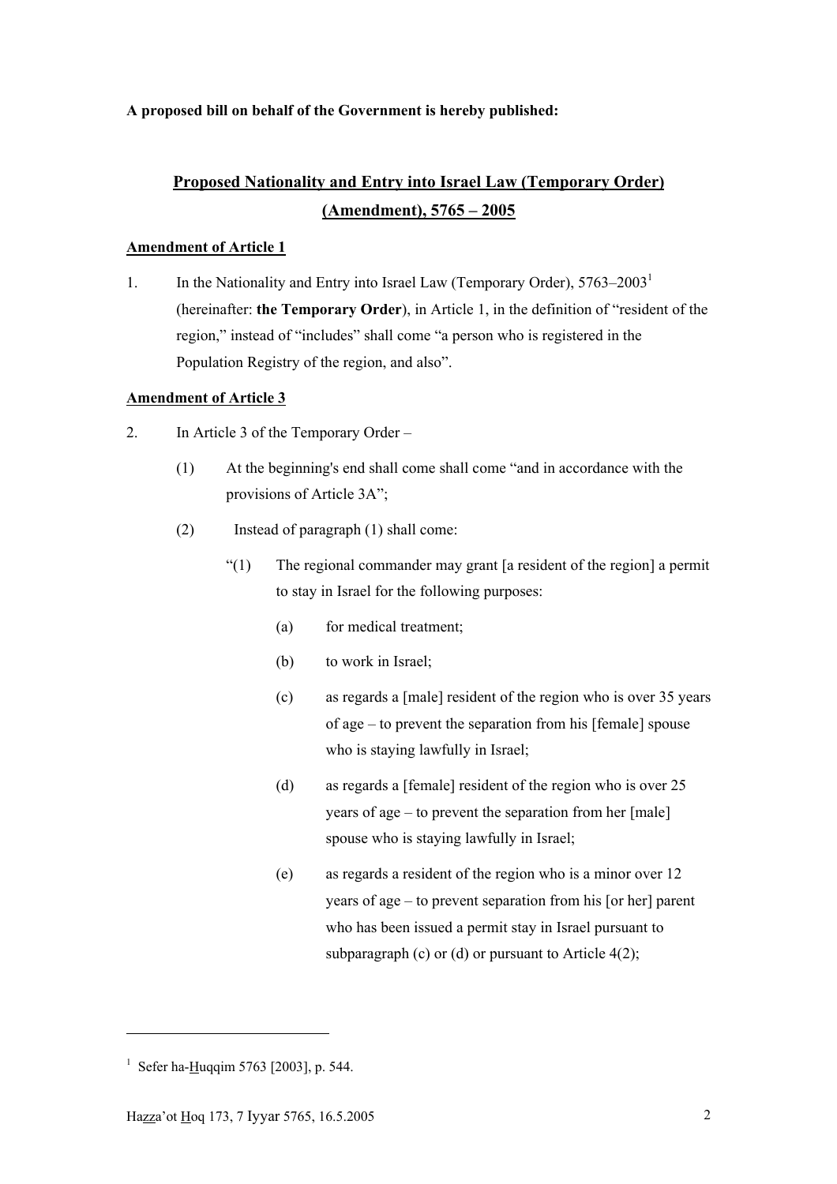**A proposed bill on behalf of the Government is hereby published:**

## Proposed Nationality and Entry into Israel Law (Temporary Order) (Amendment), 5765 – 2005

**Amendment of Article 1**

1. In the Nationality and Entry into Israel Law (Temporary Order), 5763–2003[1] (hereinafter: **the Temporary Order**), in Article 1, in the definition of "resident of the region," instead of "includes" shall come "a person who is registered in the Population Registry of the region, and also".

**Amendment of Article 3**

2. In Article 3 of the Temporary Order –

   (1) At the beginning's end shall come shall come "and in accordance with the provisions of Article 3A";

   (2) Instead of paragraph (1) shall come:

   "(1) The regional commander may grant [a resident of the region] a permit to stay in Israel for the following purposes:

   (a) for medical treatment;

   (b) to work in Israel;

   (c) as regards a [male] resident of the region who is over 35 years of age – to prevent the separation from his [female] spouse who is staying lawfully in Israel;

   (d) as regards a [female] resident of the region who is over 25 years of age – to prevent the separation from her [male] spouse who is staying lawfully in Israel;

   (e) as regards a resident of the region who is a minor over 12 years of age – to prevent separation from his [or her] parent who has been issued a permit stay in Israel pursuant to subparagraph (c) or (d) or pursuant to Article 4(2);

---

[1] Sefer ha-Huqqim 5763 [2003], p. 544.

Hazza'ot Hoq 173, 7 Iyyar 5765, 16.5.2005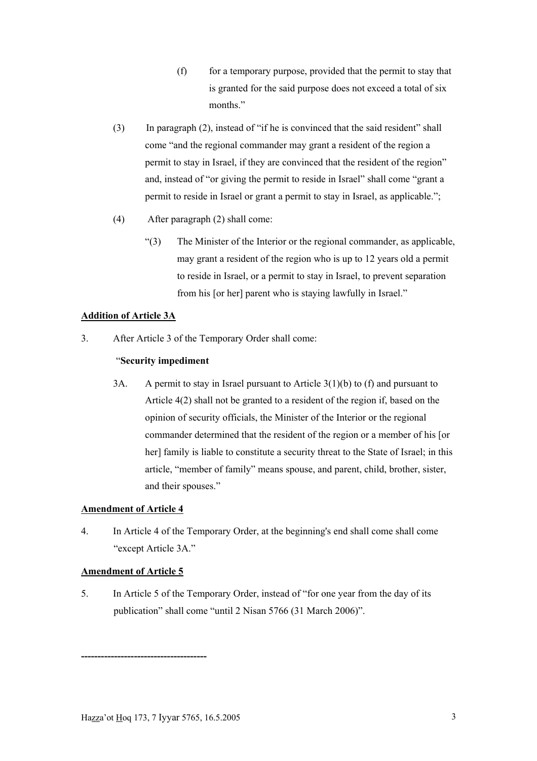(f) for a temporary purpose, provided that the permit to stay that is granted for the said purpose does not exceed a total of six months."

(3) In paragraph (2), instead of "if he is convinced that the said resident" shall come "and the regional commander may grant a resident of the region a permit to stay in Israel, if they are convinced that the resident of the region" and, instead of "or giving the permit to reside in Israel" shall come "grant a permit to reside in Israel or grant a permit to stay in Israel, as applicable.";

(4) After paragraph (2) shall come:

"(3) The Minister of the Interior or the regional commander, as applicable, may grant a resident of the region who is up to 12 years old a permit to reside in Israel, or a permit to stay in Israel, to prevent separation from his [or her] parent who is staying lawfully in Israel."

<u>**Addition of Article 3A**</u>

3. After Article 3 of the Temporary Order shall come:

"**Security impediment**

3A. A permit to stay in Israel pursuant to Article 3(1)(b) to (f) and pursuant to Article 4(2) shall not be granted to a resident of the region if, based on the opinion of security officials, the Minister of the Interior or the regional commander determined that the resident of the region or a member of his [or her] family is liable to constitute a security threat to the State of Israel; in this article, "member of family" means spouse, and parent, child, brother, sister, and their spouses."

<u>**Amendment of Article 4**</u>

4. In Article 4 of the Temporary Order, at the beginning's end shall come shall come "except Article 3A."

<u>**Amendment of Article 5**</u>

5. In Article 5 of the Temporary Order, instead of "for one year from the day of its publication" shall come "until 2 Nisan 5766 (31 March 2006)".

---

Hazza'ot Hoq 173, 7 Iyyar 5765, 16.5.2005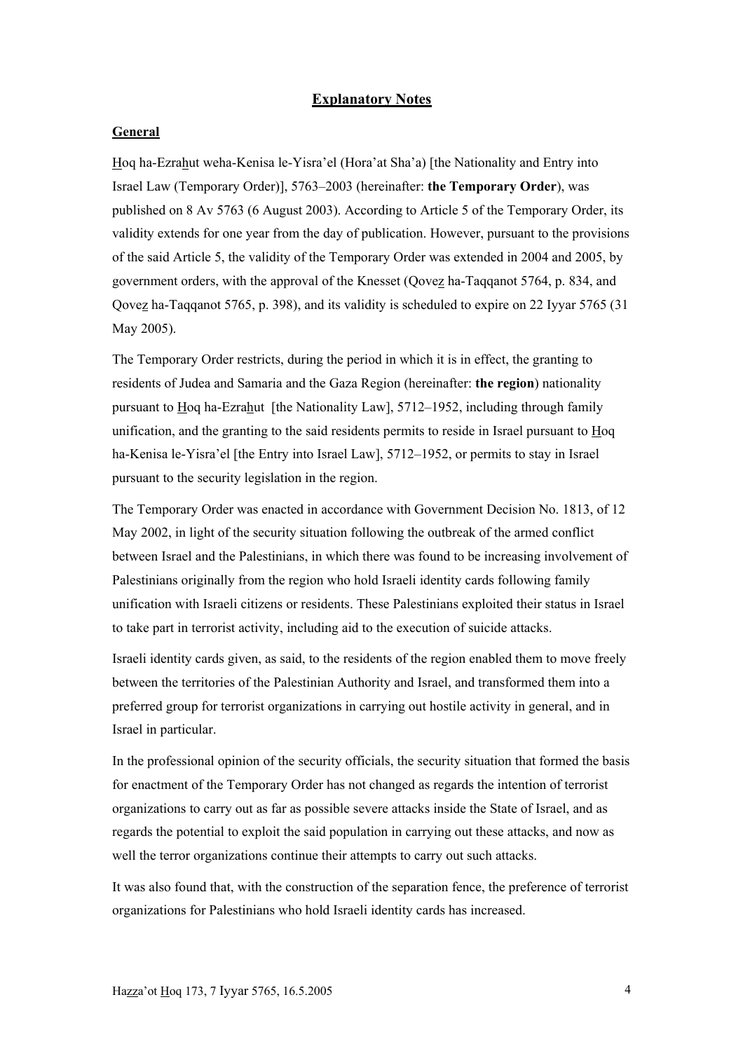## Explanatory Notes

### General

Hoq ha-Ezrahut weha-Kenisa le-Yisra'el (Hora'at Sha'a) [the Nationality and Entry into Israel Law (Temporary Order)], 5763–2003 (hereinafter: **the Temporary Order**), was published on 8 Av 5763 (6 August 2003). According to Article 5 of the Temporary Order, its validity extends for one year from the day of publication. However, pursuant to the provisions of the said Article 5, the validity of the Temporary Order was extended in 2004 and 2005, by government orders, with the approval of the Knesset (Qovez ha-Taqqanot 5764, p. 834, and Qovez ha-Taqqanot 5765, p. 398), and its validity is scheduled to expire on 22 Iyyar 5765 (31 May 2005).

The Temporary Order restricts, during the period in which it is in effect, the granting to residents of Judea and Samaria and the Gaza Region (hereinafter: **the region**) nationality pursuant to Hoq ha-Ezrahut [the Nationality Law], 5712–1952, including through family unification, and the granting to the said residents permits to reside in Israel pursuant to Hoq ha-Kenisa le-Yisra'el [the Entry into Israel Law], 5712–1952, or permits to stay in Israel pursuant to the security legislation in the region.

The Temporary Order was enacted in accordance with Government Decision No. 1813, of 12 May 2002, in light of the security situation following the outbreak of the armed conflict between Israel and the Palestinians, in which there was found to be increasing involvement of Palestinians originally from the region who hold Israeli identity cards following family unification with Israeli citizens or residents. These Palestinians exploited their status in Israel to take part in terrorist activity, including aid to the execution of suicide attacks.

Israeli identity cards given, as said, to the residents of the region enabled them to move freely between the territories of the Palestinian Authority and Israel, and transformed them into a preferred group for terrorist organizations in carrying out hostile activity in general, and in Israel in particular.

In the professional opinion of the security officials, the security situation that formed the basis for enactment of the Temporary Order has not changed as regards the intention of terrorist organizations to carry out as far as possible severe attacks inside the State of Israel, and as regards the potential to exploit the said population in carrying out these attacks, and now as well the terror organizations continue their attempts to carry out such attacks.

It was also found that, with the construction of the separation fence, the preference of terrorist organizations for Palestinians who hold Israeli identity cards has increased.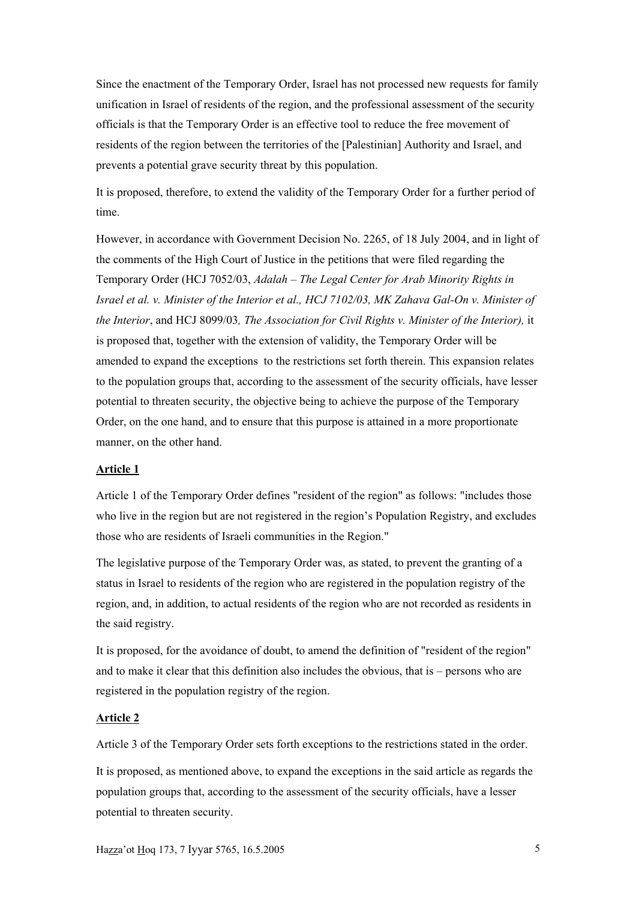Since the enactment of the Temporary Order, Israel has not processed new requests for family unification in Israel of residents of the region, and the professional assessment of the security officials is that the Temporary Order is an effective tool to reduce the free movement of residents of the region between the territories of the [Palestinian] Authority and Israel, and prevents a potential grave security threat by this population.

It is proposed, therefore, to extend the validity of the Temporary Order for a further period of time.

However, in accordance with Government Decision No. 2265, of 18 July 2004, and in light of the comments of the High Court of Justice in the petitions that were filed regarding the Temporary Order (HCJ 7052/03, *Adalah – The Legal Center for Arab Minority Rights in Israel et al. v. Minister of the Interior et al., HCJ 7102/03, MK Zahava Gal-On v. Minister of the Interior*, and HCJ 8099/03*, The Association for Civil Rights v. Minister of the Interior),* it is proposed that, together with the extension of validity, the Temporary Order will be amended to expand the exceptions to the restrictions set forth therein. This expansion relates to the population groups that, according to the assessment of the security officials, have lesser potential to threaten security, the objective being to achieve the purpose of the Temporary Order, on the one hand, and to ensure that this purpose is attained in a more proportionate manner, on the other hand.

**Article 1**

Article 1 of the Temporary Order defines "resident of the region" as follows: "includes those who live in the region but are not registered in the region's Population Registry, and excludes those who are residents of Israeli communities in the Region."

The legislative purpose of the Temporary Order was, as stated, to prevent the granting of a status in Israel to residents of the region who are registered in the population registry of the region, and, in addition, to actual residents of the region who are not recorded as residents in the said registry.

It is proposed, for the avoidance of doubt, to amend the definition of "resident of the region" and to make it clear that this definition also includes the obvious, that is – persons who are registered in the population registry of the region.

**Article 2**

Article 3 of the Temporary Order sets forth exceptions to the restrictions stated in the order.

It is proposed, as mentioned above, to expand the exceptions in the said article as regards the population groups that, according to the assessment of the security officials, have a lesser potential to threaten security.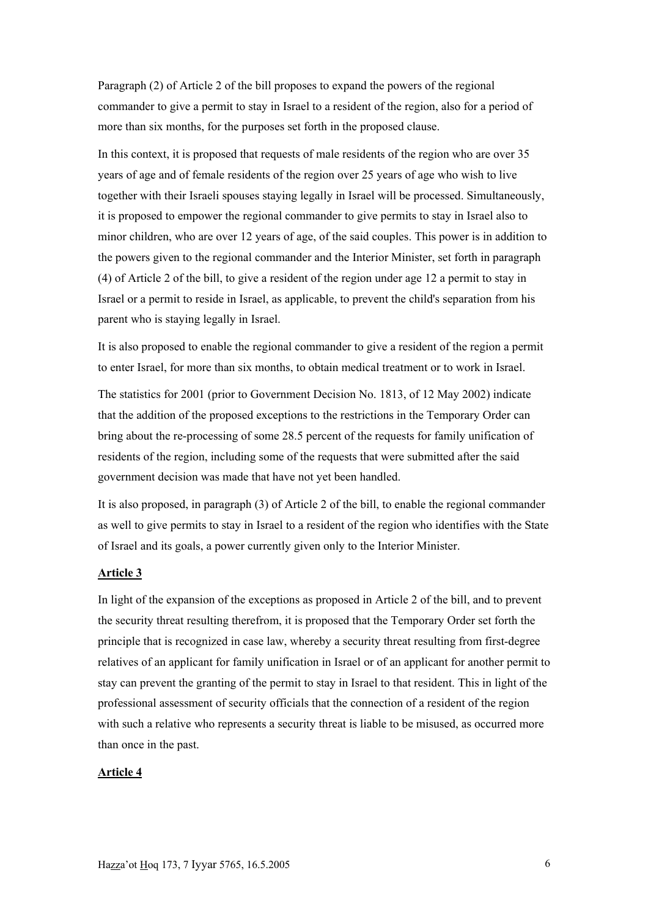Paragraph (2) of Article 2 of the bill proposes to expand the powers of the regional commander to give a permit to stay in Israel to a resident of the region, also for a period of more than six months, for the purposes set forth in the proposed clause.

In this context, it is proposed that requests of male residents of the region who are over 35 years of age and of female residents of the region over 25 years of age who wish to live together with their Israeli spouses staying legally in Israel will be processed. Simultaneously, it is proposed to empower the regional commander to give permits to stay in Israel also to minor children, who are over 12 years of age, of the said couples. This power is in addition to the powers given to the regional commander and the Interior Minister, set forth in paragraph (4) of Article 2 of the bill, to give a resident of the region under age 12 a permit to stay in Israel or a permit to reside in Israel, as applicable, to prevent the child's separation from his parent who is staying legally in Israel.

It is also proposed to enable the regional commander to give a resident of the region a permit to enter Israel, for more than six months, to obtain medical treatment or to work in Israel.

The statistics for 2001 (prior to Government Decision No. 1813, of 12 May 2002) indicate that the addition of the proposed exceptions to the restrictions in the Temporary Order can bring about the re-processing of some 28.5 percent of the requests for family unification of residents of the region, including some of the requests that were submitted after the said government decision was made that have not yet been handled.

It is also proposed, in paragraph (3) of Article 2 of the bill, to enable the regional commander as well to give permits to stay in Israel to a resident of the region who identifies with the State of Israel and its goals, a power currently given only to the Interior Minister.

**Article 3**

In light of the expansion of the exceptions as proposed in Article 2 of the bill, and to prevent the security threat resulting therefrom, it is proposed that the Temporary Order set forth the principle that is recognized in case law, whereby a security threat resulting from first-degree relatives of an applicant for family unification in Israel or of an applicant for another permit to stay can prevent the granting of the permit to stay in Israel to that resident. This in light of the professional assessment of security officials that the connection of a resident of the region with such a relative who represents a security threat is liable to be misused, as occurred more than once in the past.

**Article 4**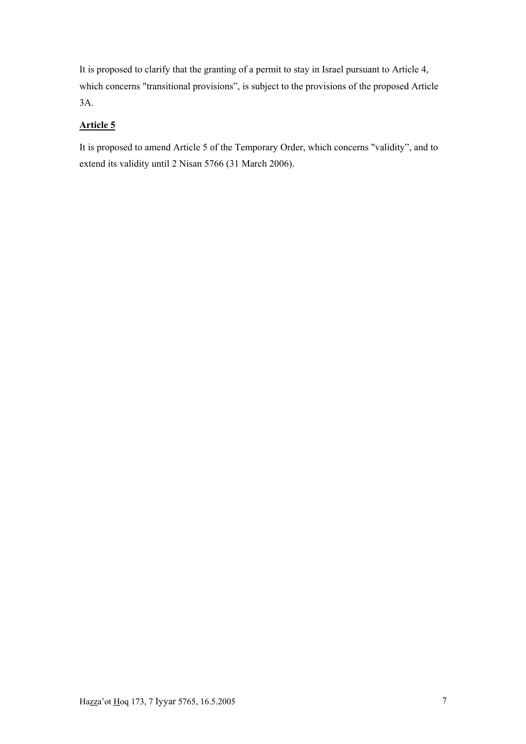It is proposed to clarify that the granting of a permit to stay in Israel pursuant to Article 4, which concerns "transitional provisions", is subject to the provisions of the proposed Article 3A.

**Article 5**

It is proposed to amend Article 5 of the Temporary Order, which concerns "validity", and to extend its validity until 2 Nisan 5766 (31 March 2006).